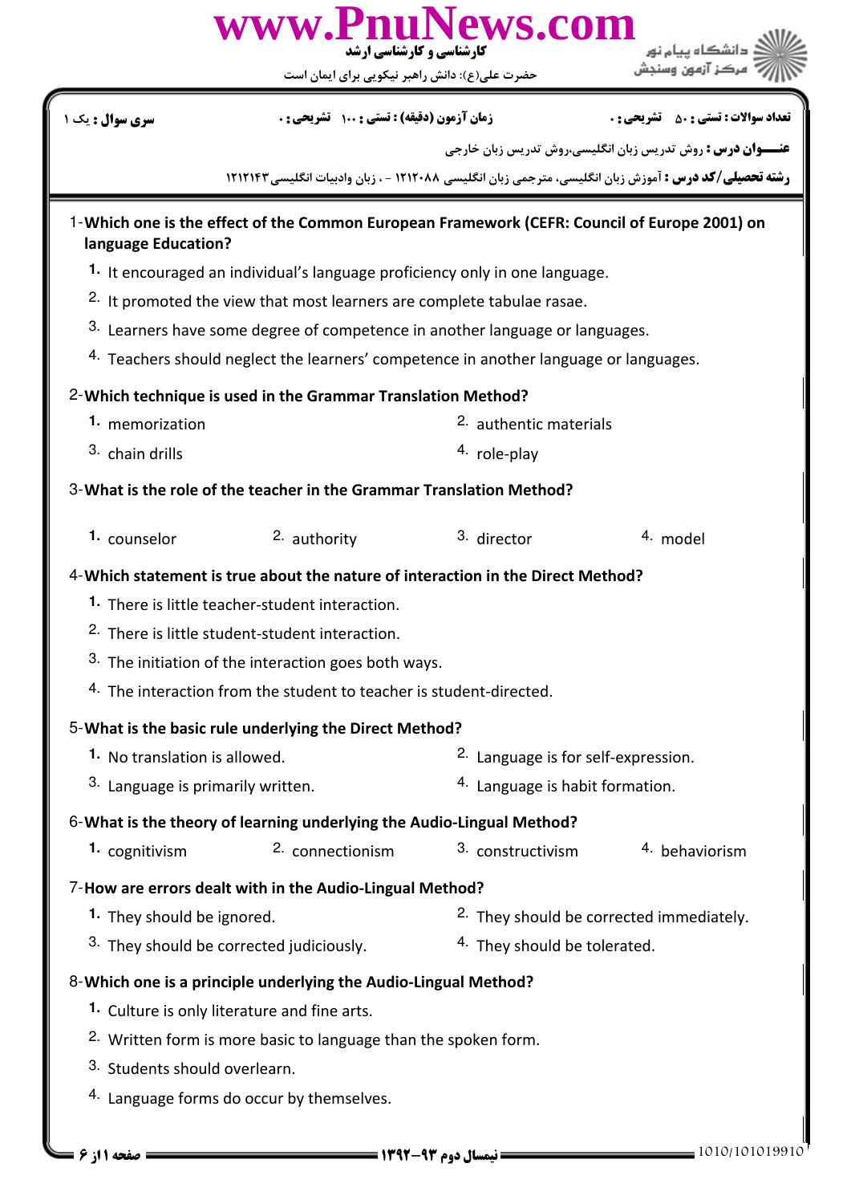کارشناسی و کارشناسی ارشد

حضرت علی(ع): دانش راهبر نیکویی برای ایمان است

دانشگاه پیام نور
مرکز آزمون وسنجش

**سری سوال :** یک ۱

**زمان آزمون (دقیقه) : تستی :** ۱۰۰ **تشریحی :** ۰

**تعداد سوالات : تستی :** ۵۰ **تشریحی :** ۰

**عنـــوان درس :** روش تدریس زبان انگلیسی،روش تدریس زبان خارجی

**رشته تحصیلی/کد درس :** آموزش زبان انگلیسی، مترجمی زبان انگلیسی ۱۲۱۲۰۸۸ - ، زبان وادبیات انگلیسی۱۲۱۲۱۴۳

1-**Which one is the effect of the Common European Framework (CEFR: Council of Europe 2001) on language Education?**

1. It encouraged an individual's language proficiency only in one language.
2. It promoted the view that most learners are complete tabulae rasae.
3. Learners have some degree of competence in another language or languages.
4. Teachers should neglect the learners' competence in another language or languages.

2-**Which technique is used in the Grammar Translation Method?**

1. memorization
2. authentic materials
3. chain drills
4. role-play

3-**What is the role of the teacher in the Grammar Translation Method?**

1. counselor
2. authority
3. director
4. model

4-**Which statement is true about the nature of interaction in the Direct Method?**

1. There is little teacher-student interaction.
2. There is little student-student interaction.
3. The initiation of the interaction goes both ways.
4. The interaction from the student to teacher is student-directed.

5-**What is the basic rule underlying the Direct Method?**

1. No translation is allowed.
2. Language is for self-expression.
3. Language is primarily written.
4. Language is habit formation.

6-**What is the theory of learning underlying the Audio-Lingual Method?**

1. cognitivism
2. connectionism
3. constructivism
4. behaviorism

7-**How are errors dealt with in the Audio-Lingual Method?**

1. They should be ignored.
2. They should be corrected immediately.
3. They should be corrected judiciously.
4. They should be tolerated.

8-**Which one is a principle underlying the Audio-Lingual Method?**

1. Culture is only literature and fine arts.
2. Written form is more basic to language than the spoken form.
3. Students should overlearn.
4. Language forms do occur by themselves.

نیمسال دوم ۹۳-۱۳۹۲

1010/101019910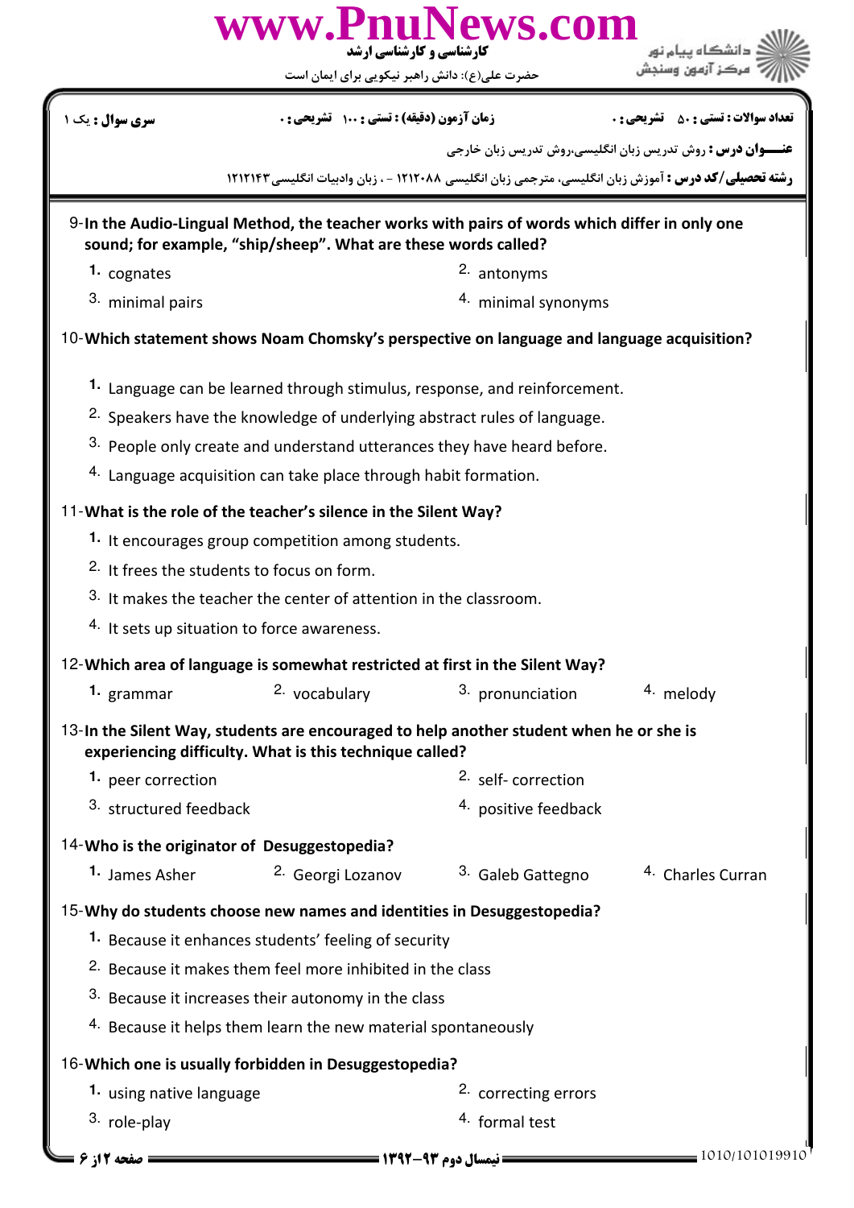9-**In the Audio-Lingual Method, the teacher works with pairs of words which differ in only one sound; for example, "ship/sheep". What are these words called?**

1. cognates
2. antonyms
3. minimal pairs
4. minimal synonyms

10-**Which statement shows Noam Chomsky's perspective on language and language acquisition?**

1. Language can be learned through stimulus, response, and reinforcement.
2. Speakers have the knowledge of underlying abstract rules of language.
3. People only create and understand utterances they have heard before.
4. Language acquisition can take place through habit formation.

11-**What is the role of the teacher's silence in the Silent Way?**

1. It encourages group competition among students.
2. It frees the students to focus on form.
3. It makes the teacher the center of attention in the classroom.
4. It sets up situation to force awareness.

12-**Which area of language is somewhat restricted at first in the Silent Way?**

1. grammar
2. vocabulary
3. pronunciation
4. melody

13-**In the Silent Way, students are encouraged to help another student when he or she is experiencing difficulty. What is this technique called?**

1. peer correction
2. self- correction
3. structured feedback
4. positive feedback

14-**Who is the originator of Desuggestopedia?**

1. James Asher
2. Georgi Lozanov
3. Galeb Gattegno
4. Charles Curran

15-**Why do students choose new names and identities in Desuggestopedia?**

1. Because it enhances students' feeling of security
2. Because it makes them feel more inhibited in the class
3. Because it increases their autonomy in the class
4. Because it helps them learn the new material spontaneously

16-**Which one is usually forbidden in Desuggestopedia?**

1. using native language
2. correcting errors
3. role-play
4. formal test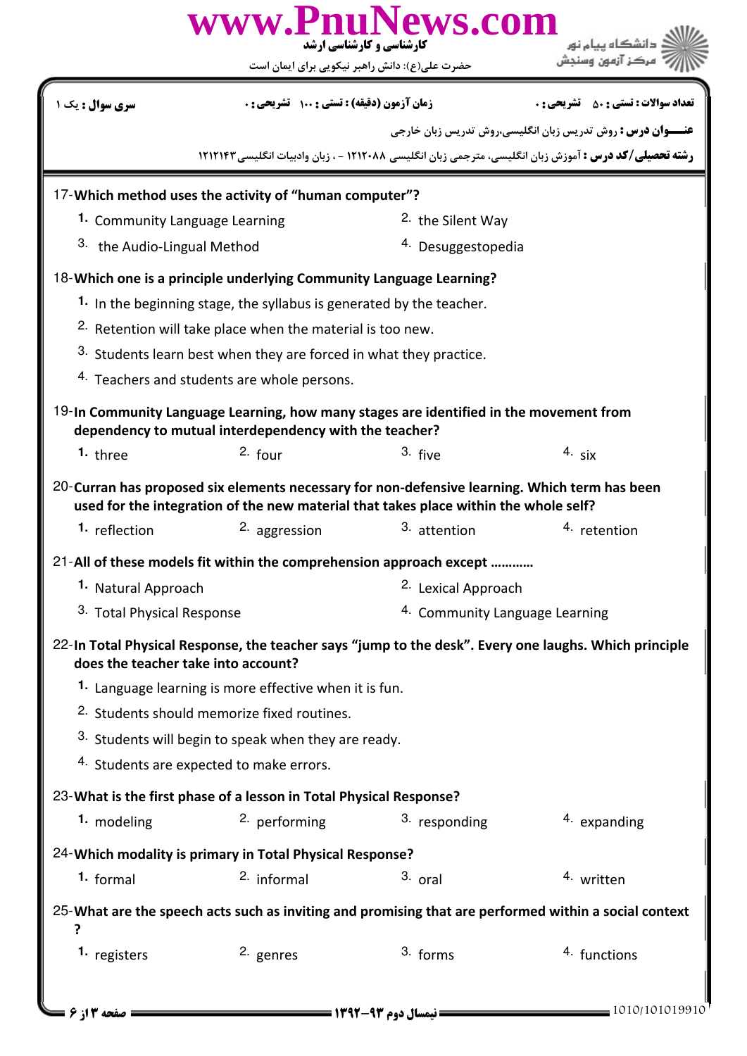17- **Which method uses the activity of "human computer"?**

1. Community Language Learning
2. the Silent Way
3. the Audio-Lingual Method
4. Desuggestopedia

18- **Which one is a principle underlying Community Language Learning?**

1. In the beginning stage, the syllabus is generated by the teacher.
2. Retention will take place when the material is too new.
3. Students learn best when they are forced in what they practice.
4. Teachers and students are whole persons.

19- **In Community Language Learning, how many stages are identified in the movement from dependency to mutual interdependency with the teacher?**

1. three
2. four
3. five
4. six

20- **Curran has proposed six elements necessary for non-defensive learning. Which term has been used for the integration of the new material that takes place within the whole self?**

1. reflection
2. aggression
3. attention
4. retention

21- **All of these models fit within the comprehension approach except ...........**

1. Natural Approach
2. Lexical Approach
3. Total Physical Response
4. Community Language Learning

22- **In Total Physical Response, the teacher says "jump to the desk". Every one laughs. Which principle does the teacher take into account?**

1. Language learning is more effective when it is fun.
2. Students should memorize fixed routines.
3. Students will begin to speak when they are ready.
4. Students are expected to make errors.

23- **What is the first phase of a lesson in Total Physical Response?**

1. modeling
2. performing
3. responding
4. expanding

24- **Which modality is primary in Total Physical Response?**

1. formal
2. informal
3. oral
4. written

25- **What are the speech acts such as inviting and promising that are performed within a social context ?**

1. registers
2. genres
3. forms
4. functions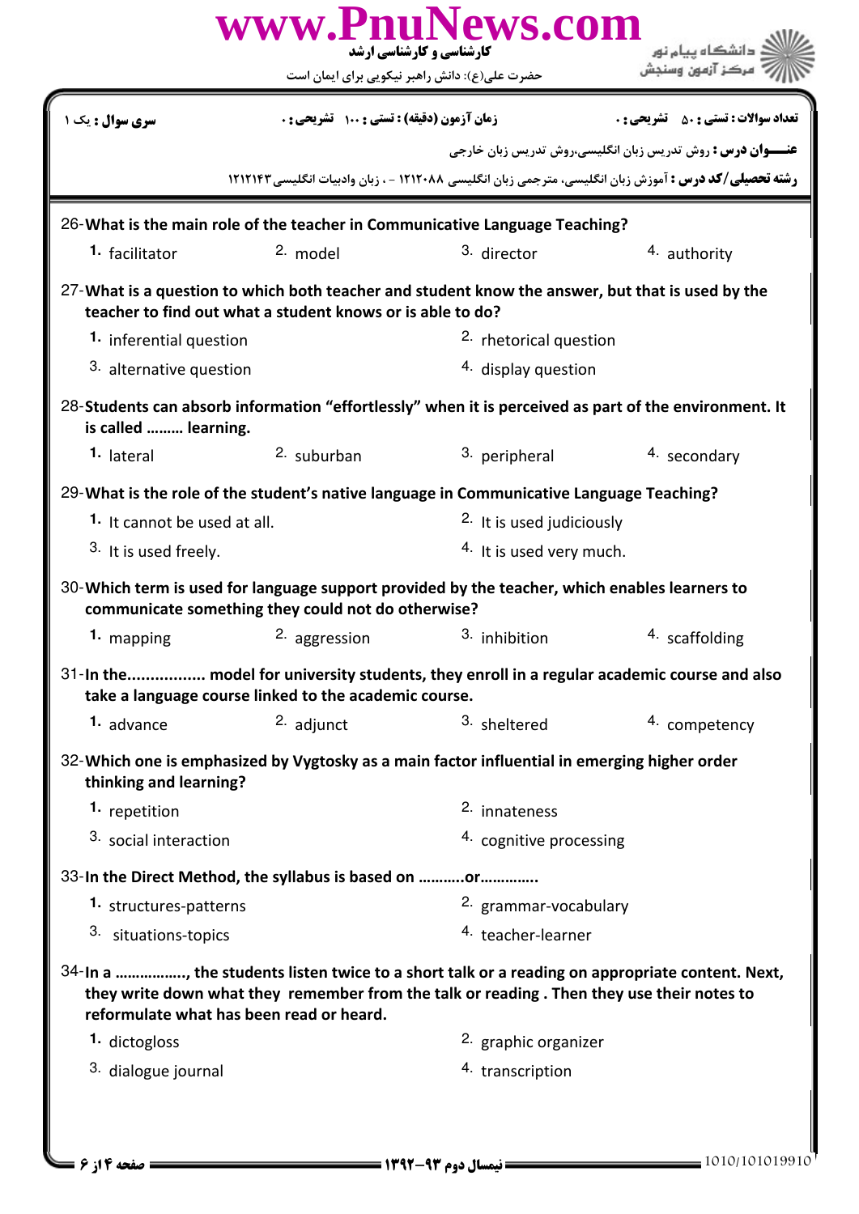سری سوال : یک ۱ | زمان آزمون (دقیقه) : تستی : ۱۰۰ تشریحی : ۰ | تعداد سوالات : تستی : ۵۰ تشریحی : ۰

**عنـــوان درس :** روش تدریس زبان انگلیسی،روش تدریس زبان خارجی

**رشته تحصیلی/کد درس :** آموزش زبان انگلیسی، مترجمی زبان انگلیسی ۱۲۱۲۰۸۸ - ، زبان وادبیات انگلیسی ۱۲۱۲۱۴۳

26-**What is the main role of the teacher in Communicative Language Teaching?**

1. facilitator
2. model
3. director
4. authority

27-**What is a question to which both teacher and student know the answer, but that is used by the teacher to find out what a student knows or is able to do?**

1. inferential question
2. rhetorical question
3. alternative question
4. display question

28-**Students can absorb information "effortlessly" when it is perceived as part of the environment. It is called ……… learning.**

1. lateral
2. suburban
3. peripheral
4. secondary

29-**What is the role of the student's native language in Communicative Language Teaching?**

1. It cannot be used at all.
2. It is used judiciously
3. It is used freely.
4. It is used very much.

30-**Which term is used for language support provided by the teacher, which enables learners to communicate something they could not do otherwise?**

1. mapping
2. aggression
3. inhibition
4. scaffolding

31-**In the................. model for university students, they enroll in a regular academic course and also take a language course linked to the academic course.**

1. advance
2. adjunct
3. sheltered
4. competency

32-**Which one is emphasized by Vygtosky as a main factor influential in emerging higher order thinking and learning?**

1. repetition
2. innateness
3. social interaction
4. cognitive processing

33-**In the Direct Method, the syllabus is based on ………..or…………..**

1. structures-patterns
2. grammar-vocabulary
3. situations-topics
4. teacher-learner

34-**In a …………….., the students listen twice to a short talk or a reading on appropriate content. Next, they write down what they remember from the talk or reading . Then they use their notes to reformulate what has been read or heard.**

1. dictogloss
2. graphic organizer
3. dialogue journal
4. transcription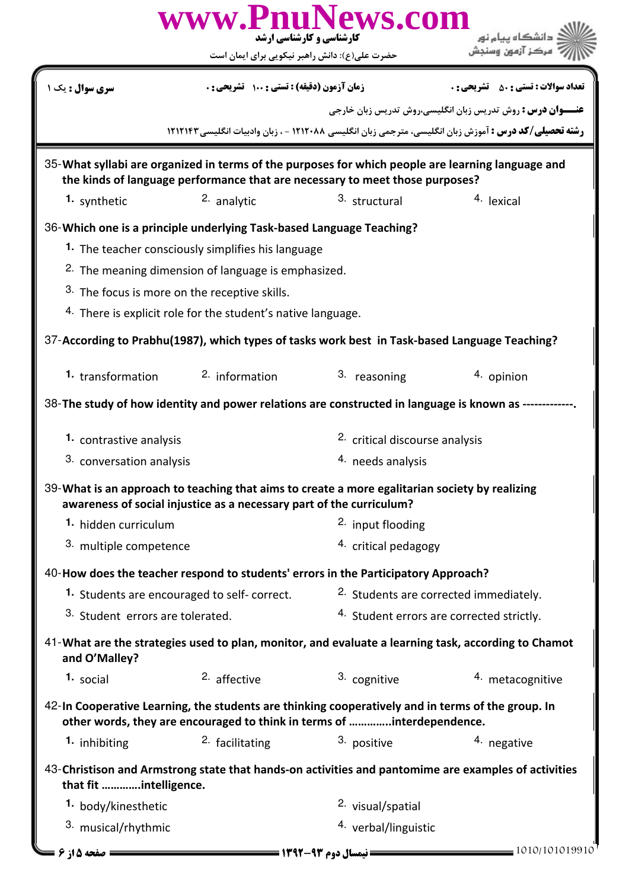35-**What syllabi are organized in terms of the purposes for which people are learning language and the kinds of language performance that are necessary to meet those purposes?**

1. synthetic
2. analytic
3. structural
4. lexical

36-**Which one is a principle underlying Task-based Language Teaching?**

1. The teacher consciously simplifies his language
2. The meaning dimension of language is emphasized.
3. The focus is more on the receptive skills.
4. There is explicit role for the student's native language.

37-**According to Prabhu(1987), which types of tasks work best in Task-based Language Teaching?**

1. transformation
2. information
3. reasoning
4. opinion

38-**The study of how identity and power relations are constructed in language is known as -------------.**

1. contrastive analysis
2. critical discourse analysis
3. conversation analysis
4. needs analysis

39-**What is an approach to teaching that aims to create a more egalitarian society by realizing awareness of social injustice as a necessary part of the curriculum?**

1. hidden curriculum
2. input flooding
3. multiple competence
4. critical pedagogy

40-**How does the teacher respond to students' errors in the Participatory Approach?**

1. Students are encouraged to self- correct.
2. Students are corrected immediately.
3. Student errors are tolerated.
4. Student errors are corrected strictly.

41-**What are the strategies used to plan, monitor, and evaluate a learning task, according to Chamot and O'Malley?**

1. social
2. affective
3. cognitive
4. metacognitive

42-**In Cooperative Learning, the students are thinking cooperatively and in terms of the group. In other words, they are encouraged to think in terms of ………….interdependence.**

1. inhibiting
2. facilitating
3. positive
4. negative

43-**Christison and Armstrong state that hands-on activities and pantomime are examples of activities that fit ………….intelligence.**

1. body/kinesthetic
2. visual/spatial
3. musical/rhythmic
4. verbal/linguistic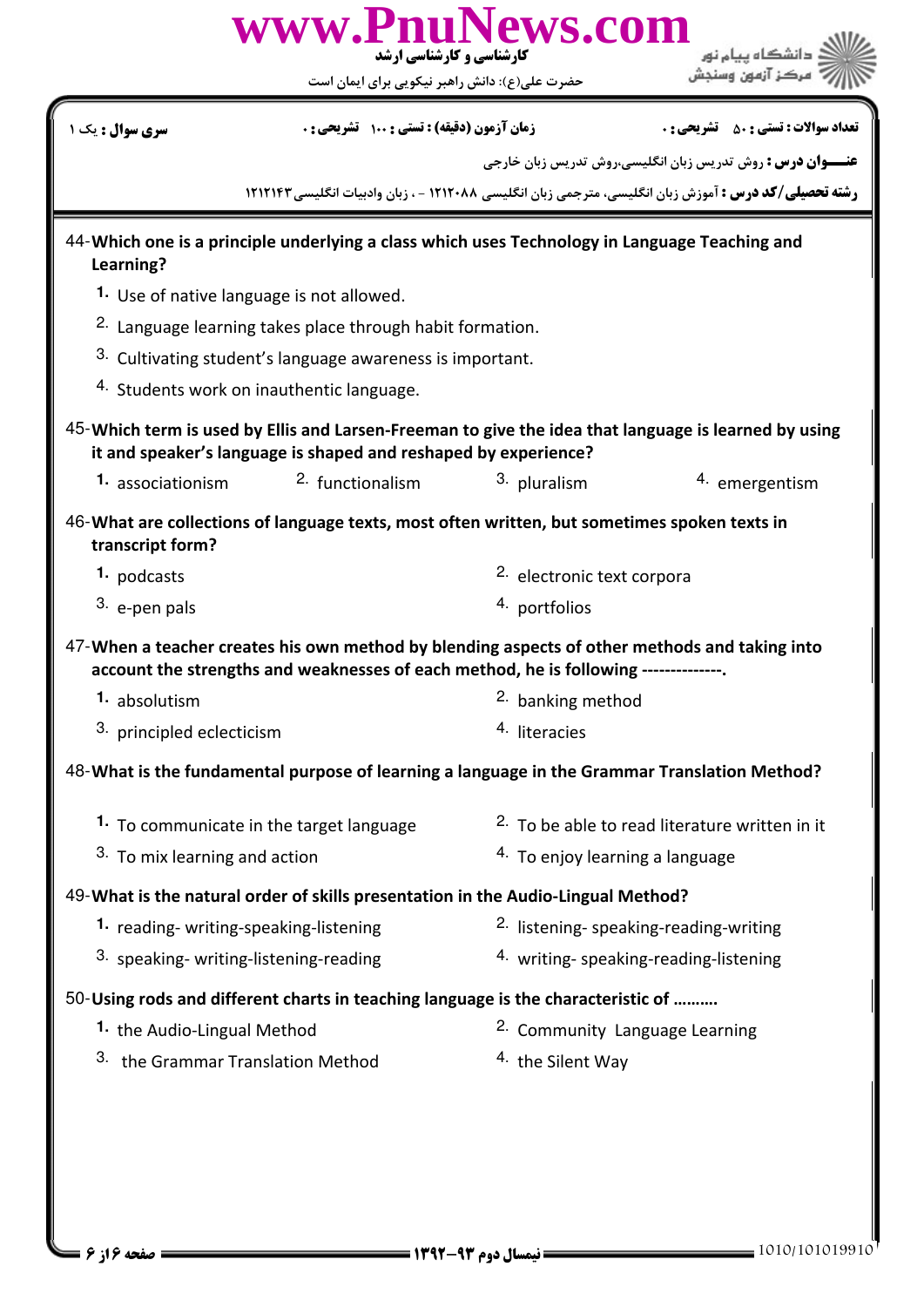44-**Which one is a principle underlying a class which uses Technology in Language Teaching and Learning?**

1. Use of native language is not allowed.
2. Language learning takes place through habit formation.
3. Cultivating student's language awareness is important.
4. Students work on inauthentic language.

45-**Which term is used by Ellis and Larsen-Freeman to give the idea that language is learned by using it and speaker's language is shaped and reshaped by experience?**

1. associationism
2. functionalism
3. pluralism
4. emergentism

46-**What are collections of language texts, most often written, but sometimes spoken texts in transcript form?**

1. podcasts
2. electronic text corpora
3. e-pen pals
4. portfolios

47-**When a teacher creates his own method by blending aspects of other methods and taking into account the strengths and weaknesses of each method, he is following --------------.**

1. absolutism
2. banking method
3. principled eclecticism
4. literacies

48-**What is the fundamental purpose of learning a language in the Grammar Translation Method?**

1. To communicate in the target language
2. To be able to read literature written in it
3. To mix learning and action
4. To enjoy learning a language

49-**What is the natural order of skills presentation in the Audio-Lingual Method?**

1. reading- writing-speaking-listening
2. listening- speaking-reading-writing
3. speaking- writing-listening-reading
4. writing- speaking-reading-listening

50-**Using rods and different charts in teaching language is the characteristic of ..........**

1. the Audio-Lingual Method
2. Community Language Learning
3. the Grammar Translation Method
4. the Silent Way